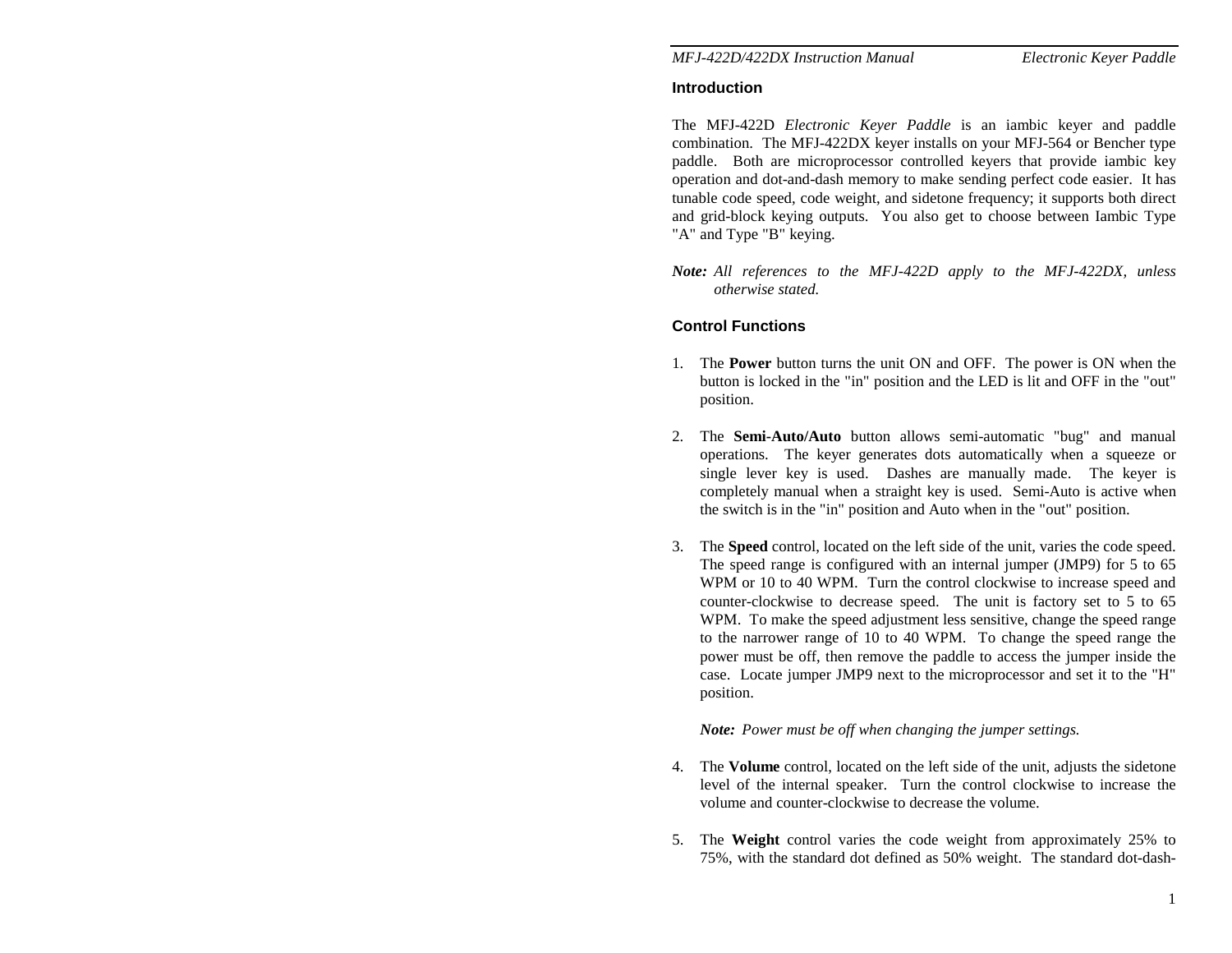## Introduction

The MFJ-422D *Electronic Keyer Paddle* is an iambic keyer and paddle combination. The MFJ-422DX keyer installs on your MFJ-564 or Bencher type paddle. Both are microprocessor controlled keyers that provide iambic key operation and dot-and-dash memory to make sending perfect code easier. It has tunable code speed, code weight, and sidetone frequency; it supports both direct and grid-block keying outputs. You also get to choose between Iambic Type "A" and Type "B" keying.

***Note:*** *All references to the MFJ-422D apply to the MFJ-422DX, unless otherwise stated.*

## Control Functions

1. The **Power** button turns the unit ON and OFF. The power is ON when the button is locked in the "in" position and the LED is lit and OFF in the "out" position.

2. The **Semi-Auto/Auto** button allows semi-automatic "bug" and manual operations. The keyer generates dots automatically when a squeeze or single lever key is used. Dashes are manually made. The keyer is completely manual when a straight key is used. Semi-Auto is active when the switch is in the "in" position and Auto when in the "out" position.

3. The **Speed** control, located on the left side of the unit, varies the code speed. The speed range is configured with an internal jumper (JMP9) for 5 to 65 WPM or 10 to 40 WPM. Turn the control clockwise to increase speed and counter-clockwise to decrease speed. The unit is factory set to 5 to 65 WPM. To make the speed adjustment less sensitive, change the speed range to the narrower range of 10 to 40 WPM. To change the speed range the power must be off, then remove the paddle to access the jumper inside the case. Locate jumper JMP9 next to the microprocessor and set it to the "H" position.

   ***Note:*** *Power must be off when changing the jumper settings.*

4. The **Volume** control, located on the left side of the unit, adjusts the sidetone level of the internal speaker. Turn the control clockwise to increase the volume and counter-clockwise to decrease the volume.

5. The **Weight** control varies the code weight from approximately 25% to 75%, with the standard dot defined as 50% weight. The standard dot-dash-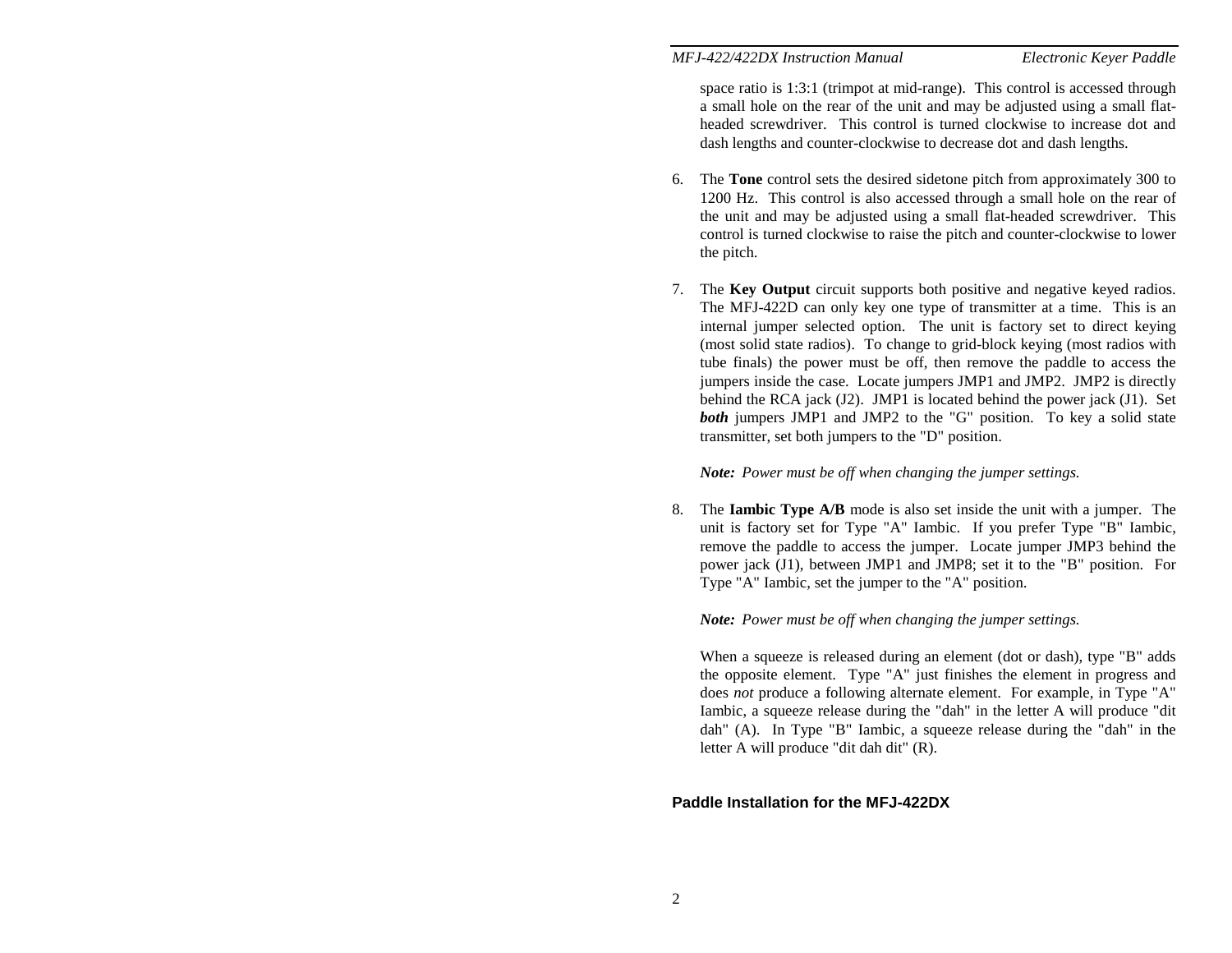space ratio is 1:3:1 (trimpot at mid-range). This control is accessed through a small hole on the rear of the unit and may be adjusted using a small flat-headed screwdriver. This control is turned clockwise to increase dot and dash lengths and counter-clockwise to decrease dot and dash lengths.

6. The **Tone** control sets the desired sidetone pitch from approximately 300 to 1200 Hz. This control is also accessed through a small hole on the rear of the unit and may be adjusted using a small flat-headed screwdriver. This control is turned clockwise to raise the pitch and counter-clockwise to lower the pitch.

7. The **Key Output** circuit supports both positive and negative keyed radios. The MFJ-422D can only key one type of transmitter at a time. This is an internal jumper selected option. The unit is factory set to direct keying (most solid state radios). To change to grid-block keying (most radios with tube finals) the power must be off, then remove the paddle to access the jumpers inside the case. Locate jumpers JMP1 and JMP2. JMP2 is directly behind the RCA jack (J2). JMP1 is located behind the power jack (J1). Set ***both*** jumpers JMP1 and JMP2 to the "G" position. To key a solid state transmitter, set both jumpers to the "D" position.

   ***Note:*** *Power must be off when changing the jumper settings.*

8. The **Iambic Type A/B** mode is also set inside the unit with a jumper. The unit is factory set for Type "A" Iambic. If you prefer Type "B" Iambic, remove the paddle to access the jumper. Locate jumper JMP3 behind the power jack (J1), between JMP1 and JMP8; set it to the "B" position. For Type "A" Iambic, set the jumper to the "A" position.

   ***Note:*** *Power must be off when changing the jumper settings.*

   When a squeeze is released during an element (dot or dash), type "B" adds the opposite element. Type "A" just finishes the element in progress and does *not* produce a following alternate element. For example, in Type "A" Iambic, a squeeze release during the "dah" in the letter A will produce "dit dah" (A). In Type "B" Iambic, a squeeze release during the "dah" in the letter A will produce "dit dah dit" (R).

## Paddle Installation for the MFJ-422DX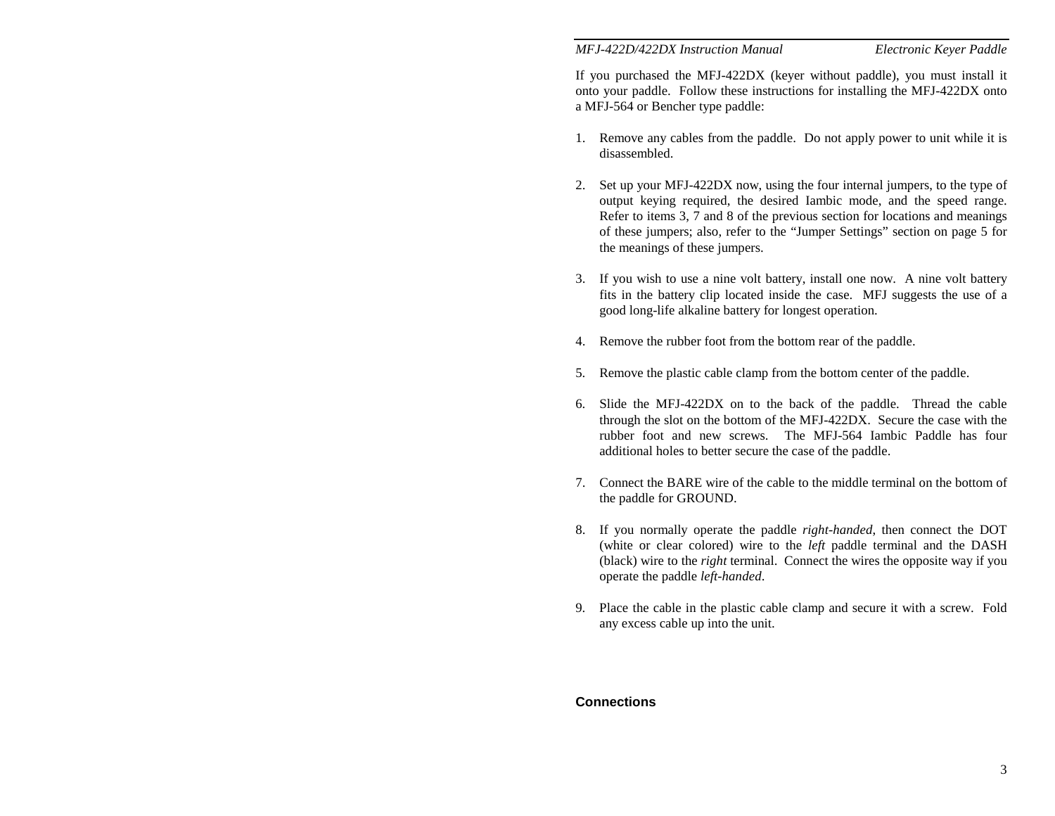If you purchased the MFJ-422DX (keyer without paddle), you must install it onto your paddle. Follow these instructions for installing the MFJ-422DX onto a MFJ-564 or Bencher type paddle:

1. Remove any cables from the paddle. Do not apply power to unit while it is disassembled.

2. Set up your MFJ-422DX now, using the four internal jumpers, to the type of output keying required, the desired Iambic mode, and the speed range. Refer to items 3, 7 and 8 of the previous section for locations and meanings of these jumpers; also, refer to the "Jumper Settings" section on page 5 for the meanings of these jumpers.

3. If you wish to use a nine volt battery, install one now. A nine volt battery fits in the battery clip located inside the case. MFJ suggests the use of a good long-life alkaline battery for longest operation.

4. Remove the rubber foot from the bottom rear of the paddle.

5. Remove the plastic cable clamp from the bottom center of the paddle.

6. Slide the MFJ-422DX on to the back of the paddle. Thread the cable through the slot on the bottom of the MFJ-422DX. Secure the case with the rubber foot and new screws. The MFJ-564 Iambic Paddle has four additional holes to better secure the case of the paddle.

7. Connect the BARE wire of the cable to the middle terminal on the bottom of the paddle for GROUND.

8. If you normally operate the paddle *right-handed*, then connect the DOT (white or clear colored) wire to the *left* paddle terminal and the DASH (black) wire to the *right* terminal. Connect the wires the opposite way if you operate the paddle *left-handed*.

9. Place the cable in the plastic cable clamp and secure it with a screw. Fold any excess cable up into the unit.

## Connections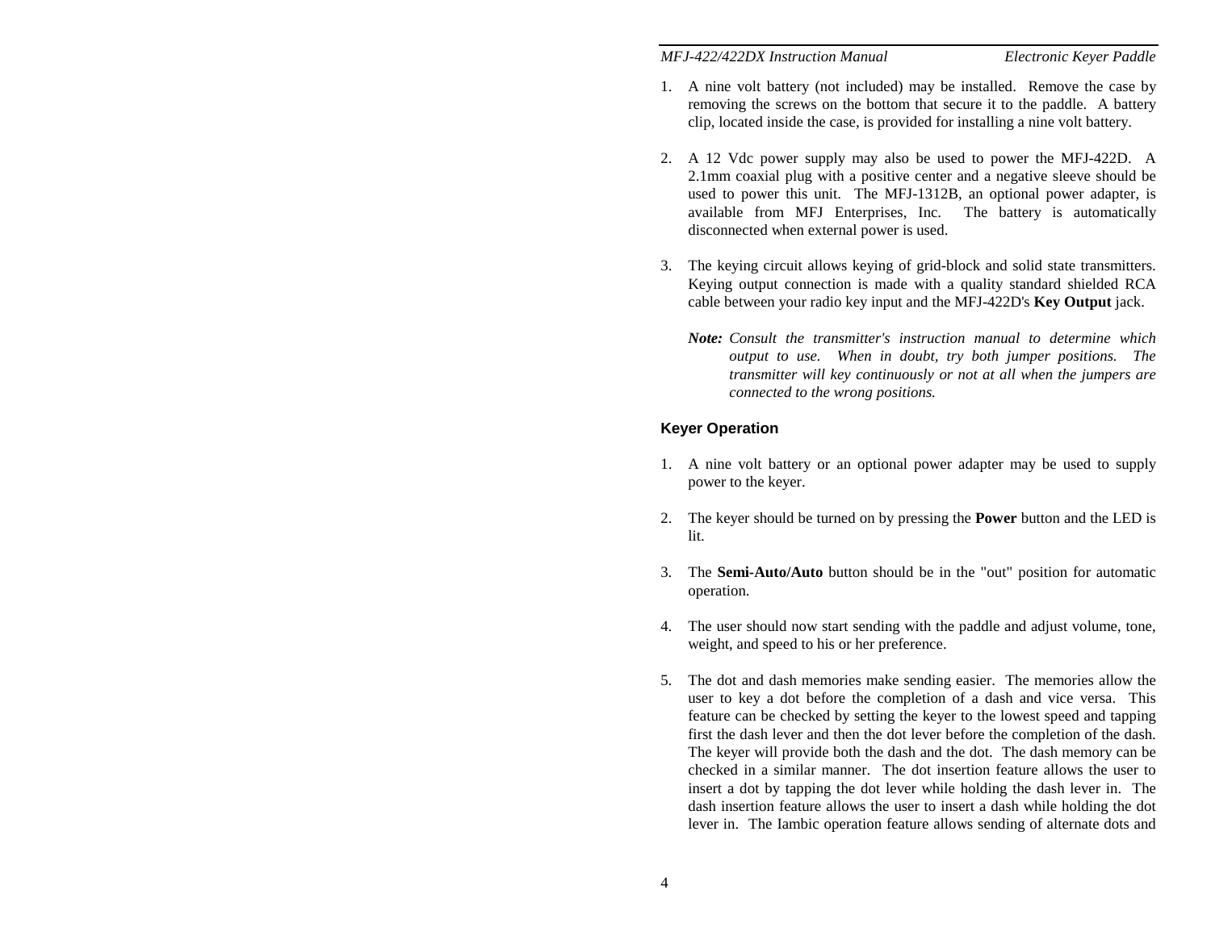1. A nine volt battery (not included) may be installed. Remove the case by removing the screws on the bottom that secure it to the paddle. A battery clip, located inside the case, is provided for installing a nine volt battery.

2. A 12 Vdc power supply may also be used to power the MFJ-422D. A 2.1mm coaxial plug with a positive center and a negative sleeve should be used to power this unit. The MFJ-1312B, an optional power adapter, is available from MFJ Enterprises, Inc. The battery is automatically disconnected when external power is used.

3. The keying circuit allows keying of grid-block and solid state transmitters. Keying output connection is made with a quality standard shielded RCA cable between your radio key input and the MFJ-422D's **Key Output** jack.

   ***Note:*** *Consult the transmitter's instruction manual to determine which output to use. When in doubt, try both jumper positions. The transmitter will key continuously or not at all when the jumpers are connected to the wrong positions.*

### Keyer Operation

1. A nine volt battery or an optional power adapter may be used to supply power to the keyer.

2. The keyer should be turned on by pressing the **Power** button and the LED is lit.

3. The **Semi-Auto/Auto** button should be in the "out" position for automatic operation.

4. The user should now start sending with the paddle and adjust volume, tone, weight, and speed to his or her preference.

5. The dot and dash memories make sending easier. The memories allow the user to key a dot before the completion of a dash and vice versa. This feature can be checked by setting the keyer to the lowest speed and tapping first the dash lever and then the dot lever before the completion of the dash. The keyer will provide both the dash and the dot. The dash memory can be checked in a similar manner. The dot insertion feature allows the user to insert a dot by tapping the dot lever while holding the dash lever in. The dash insertion feature allows the user to insert a dash while holding the dot lever in. The Iambic operation feature allows sending of alternate dots and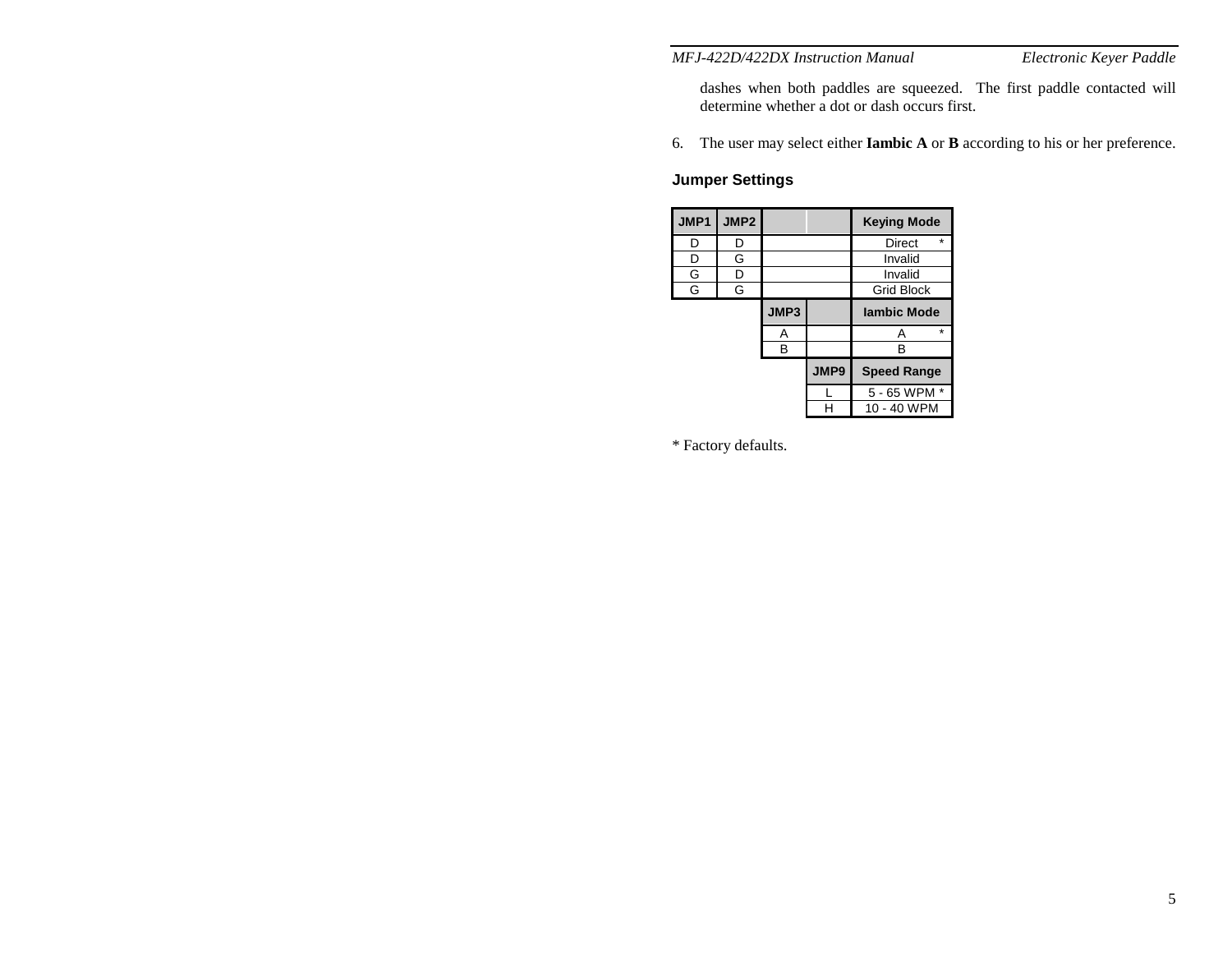dashes when both paddles are squeezed. The first paddle contacted will determine whether a dot or dash occurs first.

6. The user may select either **Iambic A** or **B** according to his or her preference.

### Jumper Settings

| JMP1 | JMP2 | | | Keying Mode |
|---|---|---|---|---|
| D | D | | | Direct * |
| D | G | | | Invalid |
| G | D | | | Invalid |
| G | G | | | Grid Block |
| | | JMP3 | | Iambic Mode |
| | | A | | A * |
| | | B | | B |
| | | | JMP9 | Speed Range |
| | | | L | 5 - 65 WPM * |
| | | | H | 10 - 40 WPM |

* Factory defaults.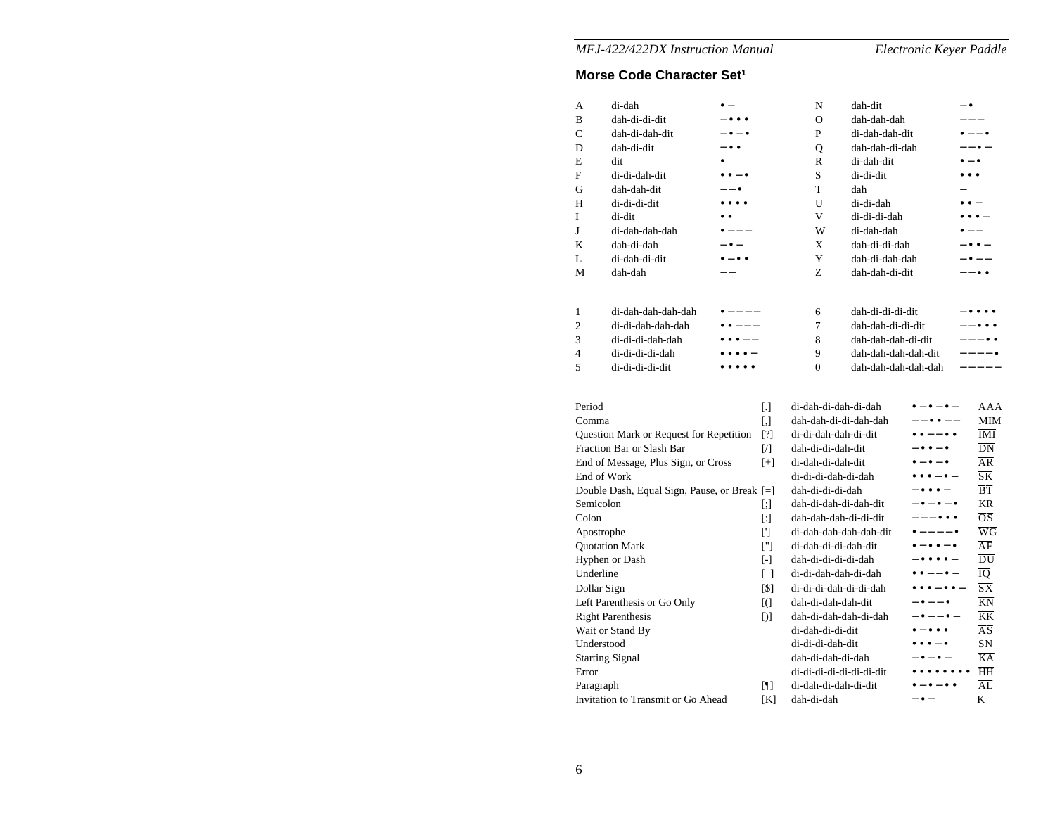## Morse Code Character Set[1]

| | | | | | |
|---|---|---|---|---|---|
| A | di-dah | • – | N | dah-dit | – • |
| B | dah-di-di-dit | – • • • | O | dah-dah-dah | – – – |
| C | dah-di-dah-dit | – • – • | P | di-dah-dah-dit | • – – • |
| D | dah-di-dit | – • • | Q | dah-dah-di-dah | – – • – |
| E | dit | • | R | di-dah-dit | • – • |
| F | di-di-dah-dit | • • – • | S | di-di-dit | • • • |
| G | dah-dah-dit | – – • | T | dah | – |
| H | di-di-di-dit | • • • • | U | di-di-dah | • • – |
| I | di-dit | • • | V | di-di-di-dah | • • • – |
| J | di-dah-dah-dah | • – – – | W | di-dah-dah | • – – |
| K | dah-di-dah | – • – | X | dah-di-di-dah | – • • – |
| L | di-dah-di-dit | • – • • | Y | dah-di-dah-dah | – • – – |
| M | dah-dah | – – | Z | dah-dah-di-dit | – – • • |

| | | | | | |
|---|---|---|---|---|---|
| 1 | di-dah-dah-dah-dah | • – – – – | 6 | dah-di-di-di-dit | – • • • • |
| 2 | di-di-dah-dah-dah | • • – – – | 7 | dah-dah-di-di-dit | – – • • • |
| 3 | di-di-di-dah-dah | • • • – – | 8 | dah-dah-dah-di-dit | – – – • • |
| 4 | di-di-di-di-dah | • • • • – | 9 | dah-dah-dah-dah-dit | – – – – • |
| 5 | di-di-di-di-dit | • • • • • | 0 | dah-dah-dah-dah-dah | – – – – – |

| | | | | |
|---|---|---|---|---|
| Period | [.] | di-dah-di-dah-di-dah | • – • – • – | $\overline{\text{AAA}}$ |
| Comma | [,] | dah-dah-di-di-dah-dah | – – • • – – | $\overline{\text{MIM}}$ |
| Question Mark or Request for Repetition | [?] | di-di-dah-dah-di-dit | • • – – • • | $\overline{\text{IMI}}$ |
| Fraction Bar or Slash Bar | [/] | dah-di-di-dah-dit | – • • – • | $\overline{\text{DN}}$ |
| End of Message, Plus Sign, or Cross | [+] | di-dah-di-dah-dit | • – • – • | $\overline{\text{AR}}$ |
| End of Work | | di-di-di-dah-di-dah | • • • – • – | $\overline{\text{SK}}$ |
| Double Dash, Equal Sign, Pause, or Break | [=] | dah-di-di-di-dah | – • • • – | $\overline{\text{BT}}$ |
| Semicolon | [;] | dah-di-dah-di-dah-dit | – • – • – • | $\overline{\text{KR}}$ |
| Colon | [:] | dah-dah-dah-di-di-dit | – – – • • • | $\overline{\text{OS}}$ |
| Apostrophe | ['] | di-dah-dah-dah-dah-dit | • – – – – • | $\overline{\text{WG}}$ |
| Quotation Mark | ["] | di-dah-di-di-dah-dit | • – • • – • | $\overline{\text{AF}}$ |
| Hyphen or Dash | [-] | dah-di-di-di-di-dah | – • • • • – | $\overline{\text{DU}}$ |
| Underline | [_] | di-di-dah-dah-di-dah | • • – – • – | $\overline{\text{IQ}}$ |
| Dollar Sign | [$] | di-di-di-dah-di-di-dah | • • • – • • – | $\overline{\text{SX}}$ |
| Left Parenthesis or Go Only | [(] | dah-di-dah-dah-dit | – • – – • | $\overline{\text{KN}}$ |
| Right Parenthesis | [)] | dah-di-dah-dah-di-dah | – • – – • – | $\overline{\text{KK}}$ |
| Wait or Stand By | | di-dah-di-di-dit | • – • • • | $\overline{\text{AS}}$ |
| Understood | | di-di-di-dah-dit | • • • – • | $\overline{\text{SN}}$ |
| Starting Signal | | dah-di-dah-di-dah | – • – • – | $\overline{\text{KA}}$ |
| Error | | di-di-di-di-di-di-di-dit | • • • • • • • • | $\overline{\text{HH}}$ |
| Paragraph | [¶] | di-dah-di-dah-di-dit | • – • – • • | $\overline{\text{AL}}$ |
| Invitation to Transmit or Go Ahead | [K] | dah-di-dah | – • – | K |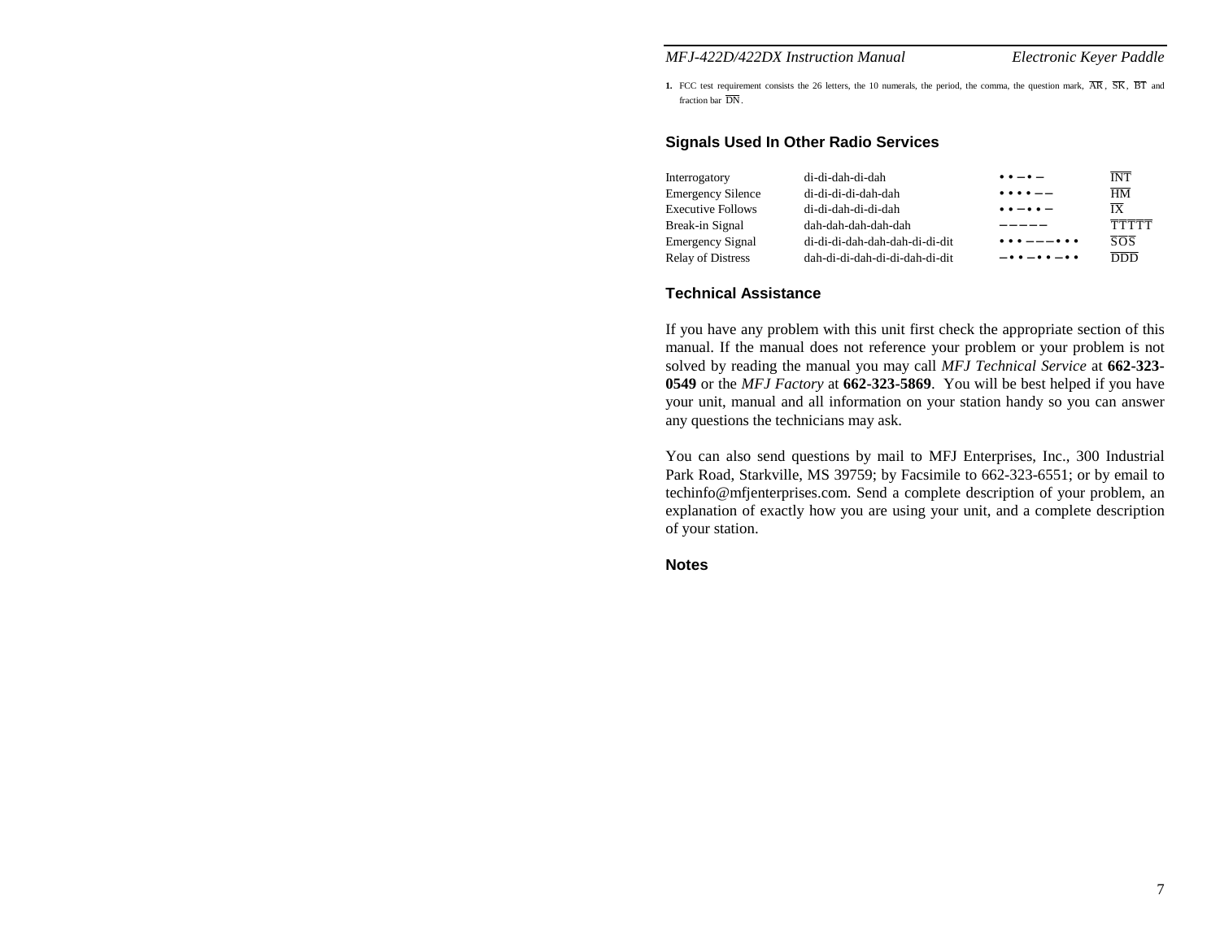1. FCC test requirement consists the 26 letters, the 10 numerals, the period, the comma, the question mark, $\overline{AR}$, $\overline{SK}$, $\overline{BT}$ and fraction bar $\overline{DN}$.

### Signals Used In Other Radio Services

| | | | |
|---|---|---|---|
| Interrogatory | di-di-dah-di-dah | • • – • – | $\overline{INT}$ |
| Emergency Silence | di-di-di-di-dah-dah | • • • • – – | $\overline{HM}$ |
| Executive Follows | di-di-dah-di-di-dah | • • – • • – | $\overline{IX}$ |
| Break-in Signal | dah-dah-dah-dah-dah | – – – – – | $\overline{TTTTT}$ |
| Emergency Signal | di-di-di-dah-dah-dah-di-di-dit | • • • – – – • • • | $\overline{SOS}$ |
| Relay of Distress | dah-di-di-dah-di-di-dah-di-dit | – • • – • • – • • | $\overline{DDD}$ |

### Technical Assistance

If you have any problem with this unit first check the appropriate section of this manual. If the manual does not reference your problem or your problem is not solved by reading the manual you may call *MFJ Technical Service* at **662-323-0549** or the *MFJ Factory* at **662-323-5869**. You will be best helped if you have your unit, manual and all information on your station handy so you can answer any questions the technicians may ask.

You can also send questions by mail to MFJ Enterprises, Inc., 300 Industrial Park Road, Starkville, MS 39759; by Facsimile to 662-323-6551; or by email to techinfo@mfjenterprises.com. Send a complete description of your problem, an explanation of exactly how you are using your unit, and a complete description of your station.

### Notes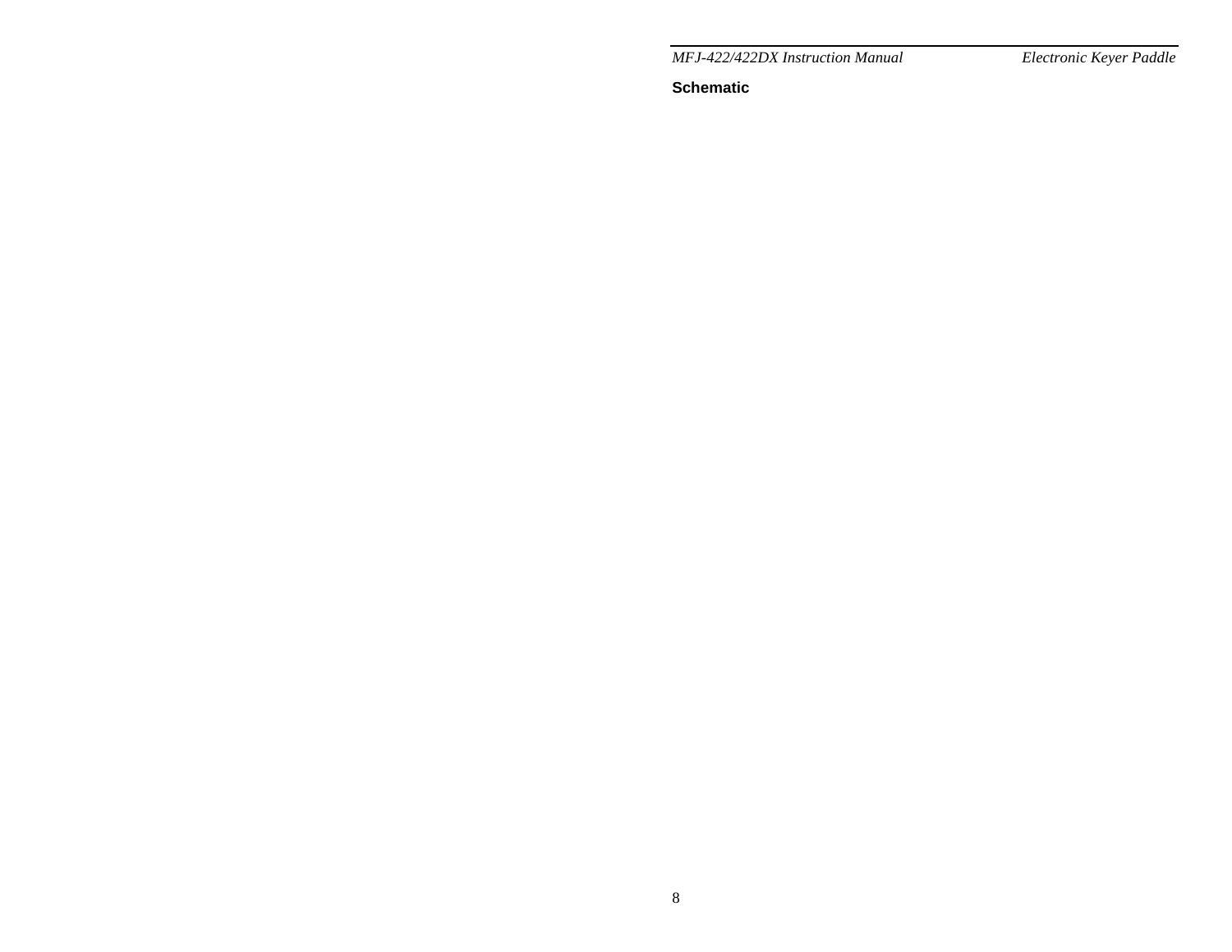**Schematic**